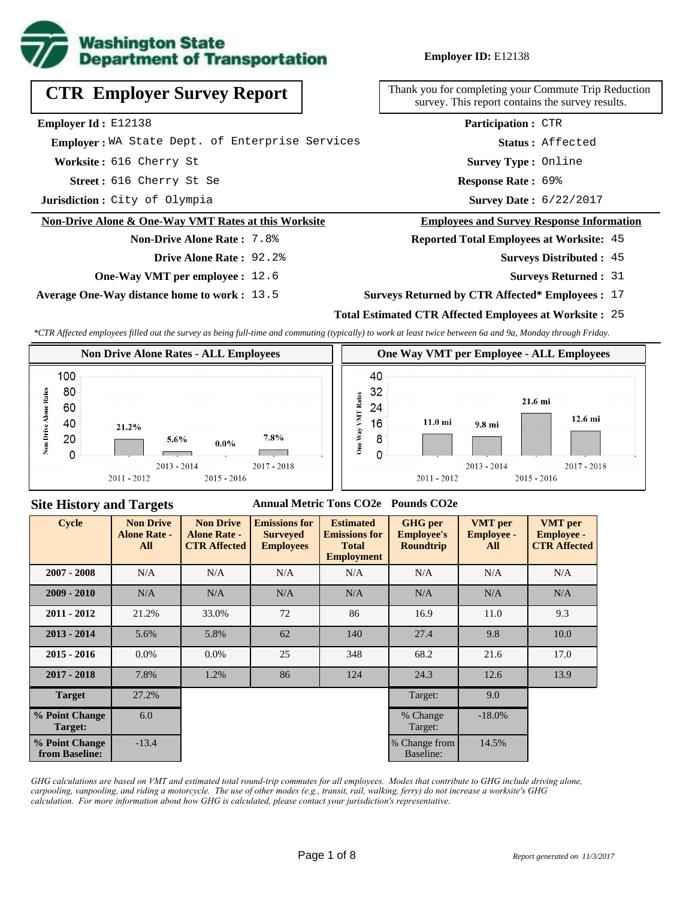**Washington State Department of Transportation**

**Employer ID:** E12138

# CTR Employer Survey Report

Thank you for completing your Commute Trip Reduction survey. This report contains the survey results.

**Employer Id :** E12138
**Employer :** WA State Dept. of Enterprise Services
**Worksite :** 616 Cherry St
**Street :** 616 Cherry St Se
**Jurisdiction :** City of Olympia

**Participation :** CTR
**Status :** Affected
**Survey Type :** Online
**Response Rate :** 69%
**Survey Date :** 6/22/2017

## Non-Drive Alone & One-Way VMT Rates at this Worksite

**Non-Drive Alone Rate :** 7.8%
**Drive Alone Rate :** 92.2%
**One-Way VMT per employee :** 12.6
**Average One-Way distance home to work :** 13.5

## Employees and Survey Response Information

**Reported Total Employees at Worksite:** 45
**Surveys Distributed :** 45
**Surveys Returned :** 31
**Surveys Returned by CTR Affected* Employees :** 17
**Total Estimated CTR Affected Employees at Worksite :** 25

*\*CTR Affected employees filled out the survey as being full-time and commuting (typically) to work at least twice between 6a and 9a, Monday through Friday.*

### Non Drive Alone Rates - ALL Employees

| Cycle | Non Drive Alone Rate |
|---|---|
| 2011 - 2012 | 21.2% |
| 2013 - 2014 | 5.6% |
| 2015 - 2016 | 0.0% |
| 2017 - 2018 | 7.8% |

### One Way VMT per Employee - ALL Employees

| Cycle | One Way VMT |
|---|---|
| 2011 - 2012 | 11.0 mi |
| 2013 - 2014 | 9.8 mi |
| 2015 - 2016 | 21.6 mi |
| 2017 - 2018 | 12.6 mi |

## Site History and Targets

| Cycle | Non Drive Alone Rate - All | Non Drive Alone Rate - CTR Affected | Emissions for Surveyed Employees (Annual Metric Tons CO2e) | Estimated Emissions for Total Employment (Annual Metric Tons CO2e) | GHG per Employee's Roundtrip (Pounds CO2e) | VMT per Employee - All | VMT per Employee - CTR Affected |
|---|---|---|---|---|---|---|---|
| 2007 - 2008 | N/A | N/A | N/A | N/A | N/A | N/A | N/A |
| 2009 - 2010 | N/A | N/A | N/A | N/A | N/A | N/A | N/A |
| 2011 - 2012 | 21.2% | 33.0% | 72 | 86 | 16.9 | 11.0 | 9.3 |
| 2013 - 2014 | 5.6% | 5.8% | 62 | 140 | 27.4 | 9.8 | 10.0 |
| 2015 - 2016 | 0.0% | 0.0% | 25 | 348 | 68.2 | 21.6 | 17.0 |
| 2017 - 2018 | 7.8% | 1.2% | 86 | 124 | 24.3 | 12.6 | 13.9 |
| Target | 27.2% | | | | Target: | 9.0 | |
| % Point Change Target: | 6.0 | | | | % Change Target: | -18.0% | |
| % Point Change from Baseline: | -13.4 | | | | % Change from Baseline: | 14.5% | |

*GHG calculations are based on VMT and estimated total round-trip commutes for all employees. Modes that contribute to GHG include driving alone, carpooling, vanpooling, and riding a motorcycle. The use of other modes (e.g., transit, rail, walking, ferry) do not increase a worksite's GHG calculation. For more information about how GHG is calculated, please contact your jurisdiction's representative.*

*Report generated on 11/3/2017*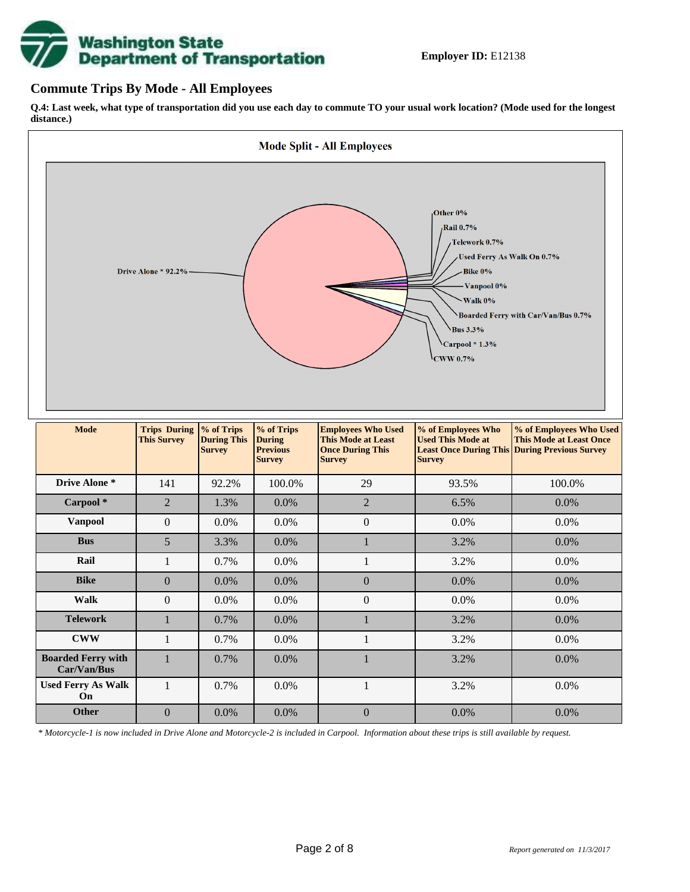**Employer ID:** E12138

## Commute Trips By Mode - All Employees

**Q.4: Last week, what type of transportation did you use each day to commute TO your usual work location? (Mode used for the longest distance.)**

**Mode Split - All Employees**

Drive Alone * 92.2%, Other 0%, Rail 0.7%, Telework 0.7%, Used Ferry As Walk On 0.7%, Bike 0%, Vanpool 0%, Walk 0%, Boarded Ferry with Car/Van/Bus 0.7%, Bus 3.3%, Carpool * 1.3%, CWW 0.7%

| Mode | Trips During This Survey | % of Trips During This Survey | % of Trips During Previous Survey | Employees Who Used This Mode at Least Once During This Survey | % of Employees Who Used This Mode at Least Once During This Survey | % of Employees Who Used This Mode at Least Once During Previous Survey |
|---|---|---|---|---|---|---|
| **Drive Alone *** | 141 | 92.2% | 100.0% | 29 | 93.5% | 100.0% |
| **Carpool *** | 2 | 1.3% | 0.0% | 2 | 6.5% | 0.0% |
| **Vanpool** | 0 | 0.0% | 0.0% | 0 | 0.0% | 0.0% |
| **Bus** | 5 | 3.3% | 0.0% | 1 | 3.2% | 0.0% |
| **Rail** | 1 | 0.7% | 0.0% | 1 | 3.2% | 0.0% |
| **Bike** | 0 | 0.0% | 0.0% | 0 | 0.0% | 0.0% |
| **Walk** | 0 | 0.0% | 0.0% | 0 | 0.0% | 0.0% |
| **Telework** | 1 | 0.7% | 0.0% | 1 | 3.2% | 0.0% |
| **CWW** | 1 | 0.7% | 0.0% | 1 | 3.2% | 0.0% |
| **Boarded Ferry with Car/Van/Bus** | 1 | 0.7% | 0.0% | 1 | 3.2% | 0.0% |
| **Used Ferry As Walk On** | 1 | 0.7% | 0.0% | 1 | 3.2% | 0.0% |
| **Other** | 0 | 0.0% | 0.0% | 0 | 0.0% | 0.0% |

*\* Motorcycle-1 is now included in Drive Alone and Motorcycle-2 is included in Carpool. Information about these trips is still available by request.*

*Report generated on 11/3/2017*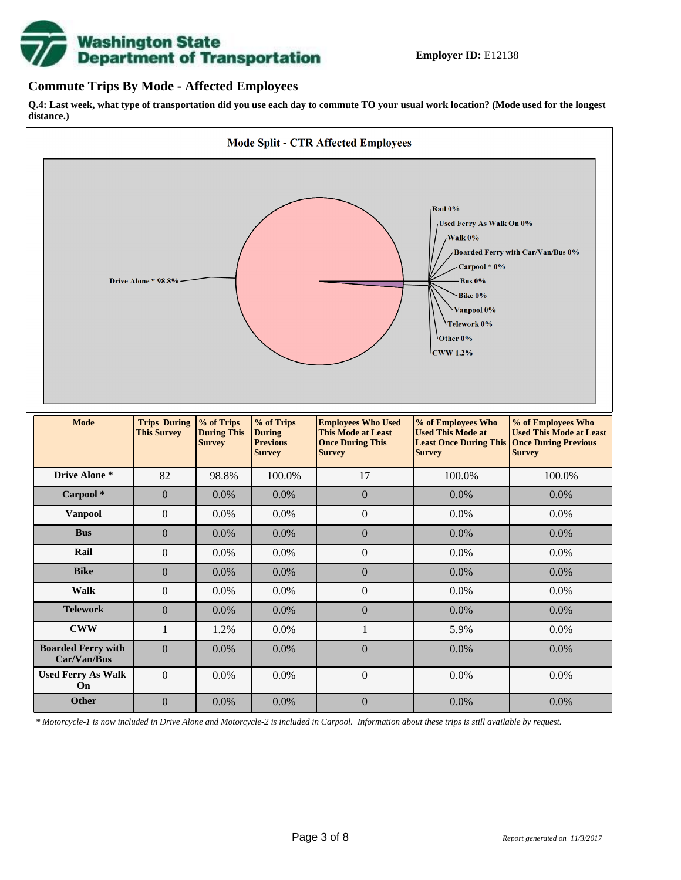**Employer ID:** E12138

## Commute Trips By Mode - Affected Employees

**Q.4: Last week, what type of transportation did you use each day to commute TO your usual work location? (Mode used for the longest distance.)**

**Mode Split - CTR Affected Employees**

Drive Alone * 98.8%
Rail 0%
Used Ferry As Walk On 0%
Walk 0%
Boarded Ferry with Car/Van/Bus 0%
Carpool * 0%
Bus 0%
Bike 0%
Vanpool 0%
Telework 0%
Other 0%
CWW 1.2%

| Mode | Trips During This Survey | % of Trips During This Survey | % of Trips During Previous Survey | Employees Who Used This Mode at Least Once During This Survey | % of Employees Who Used This Mode at Least Once During This Survey | % of Employees Who Used This Mode at Least Once During Previous Survey |
|---|---|---|---|---|---|---|
| Drive Alone * | 82 | 98.8% | 100.0% | 17 | 100.0% | 100.0% |
| Carpool * | 0 | 0.0% | 0.0% | 0 | 0.0% | 0.0% |
| Vanpool | 0 | 0.0% | 0.0% | 0 | 0.0% | 0.0% |
| Bus | 0 | 0.0% | 0.0% | 0 | 0.0% | 0.0% |
| Rail | 0 | 0.0% | 0.0% | 0 | 0.0% | 0.0% |
| Bike | 0 | 0.0% | 0.0% | 0 | 0.0% | 0.0% |
| Walk | 0 | 0.0% | 0.0% | 0 | 0.0% | 0.0% |
| Telework | 0 | 0.0% | 0.0% | 0 | 0.0% | 0.0% |
| CWW | 1 | 1.2% | 0.0% | 1 | 5.9% | 0.0% |
| Boarded Ferry with Car/Van/Bus | 0 | 0.0% | 0.0% | 0 | 0.0% | 0.0% |
| Used Ferry As Walk On | 0 | 0.0% | 0.0% | 0 | 0.0% | 0.0% |
| Other | 0 | 0.0% | 0.0% | 0 | 0.0% | 0.0% |

*\* Motorcycle-1 is now included in Drive Alone and Motorcycle-2 is included in Carpool. Information about these trips is still available by request.*

*Report generated on 11/3/2017*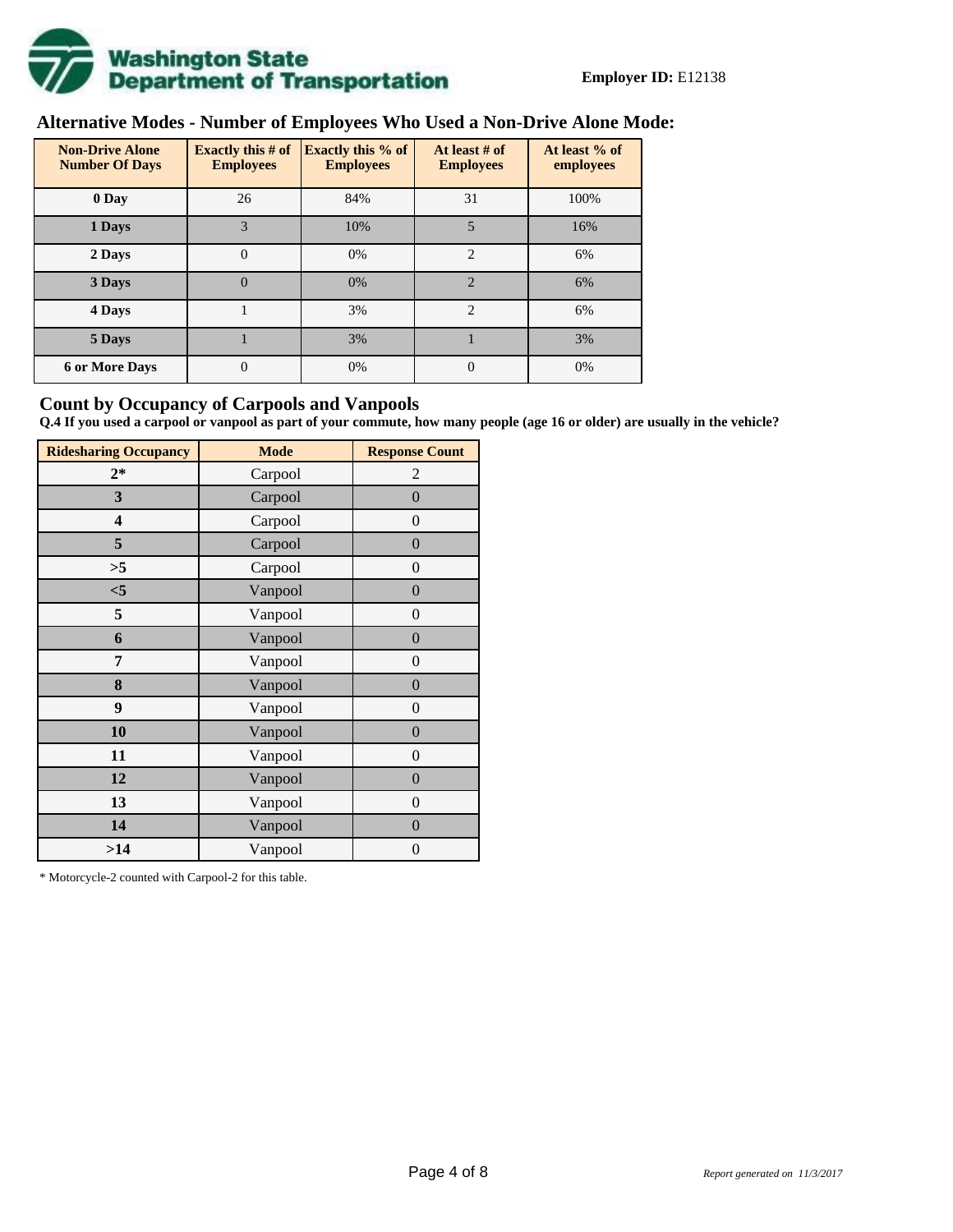**Washington State Department of Transportation**

**Employer ID:** E12138

## Alternative Modes - Number of Employees Who Used a Non-Drive Alone Mode:

| Non-Drive Alone Number Of Days | Exactly this # of Employees | Exactly this % of Employees | At least # of Employees | At least % of employees |
|---|---|---|---|---|
| 0 Day | 26 | 84% | 31 | 100% |
| 1 Days | 3 | 10% | 5 | 16% |
| 2 Days | 0 | 0% | 2 | 6% |
| 3 Days | 0 | 0% | 2 | 6% |
| 4 Days | 1 | 3% | 2 | 6% |
| 5 Days | 1 | 3% | 1 | 3% |
| 6 or More Days | 0 | 0% | 0 | 0% |

## Count by Occupancy of Carpools and Vanpools

**Q.4 If you used a carpool or vanpool as part of your commute, how many people (age 16 or older) are usually in the vehicle?**

| Ridesharing Occupancy | Mode | Response Count |
|---|---|---|
| 2* | Carpool | 2 |
| 3 | Carpool | 0 |
| 4 | Carpool | 0 |
| 5 | Carpool | 0 |
| >5 | Carpool | 0 |
| <5 | Vanpool | 0 |
| 5 | Vanpool | 0 |
| 6 | Vanpool | 0 |
| 7 | Vanpool | 0 |
| 8 | Vanpool | 0 |
| 9 | Vanpool | 0 |
| 10 | Vanpool | 0 |
| 11 | Vanpool | 0 |
| 12 | Vanpool | 0 |
| 13 | Vanpool | 0 |
| 14 | Vanpool | 0 |
| >14 | Vanpool | 0 |

* Motorcycle-2 counted with Carpool-2 for this table.

*Report generated on 11/3/2017*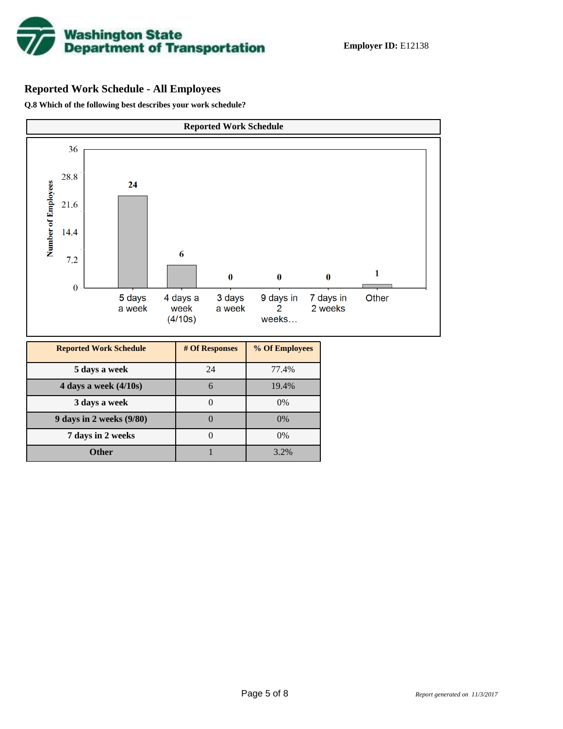**Employer ID:** E12138

## Reported Work Schedule - All Employees

**Q.8 Which of the following best describes your work schedule?**

**Reported Work Schedule**

| Reported Work Schedule | # Of Responses | % Of Employees |
|---|---|---|
| 5 days a week | 24 | 77.4% |
| 4 days a week (4/10s) | 6 | 19.4% |
| 3 days a week | 0 | 0% |
| 9 days in 2 weeks (9/80) | 0 | 0% |
| 7 days in 2 weeks | 0 | 0% |
| Other | 1 | 3.2% |

*Report generated on 11/3/2017*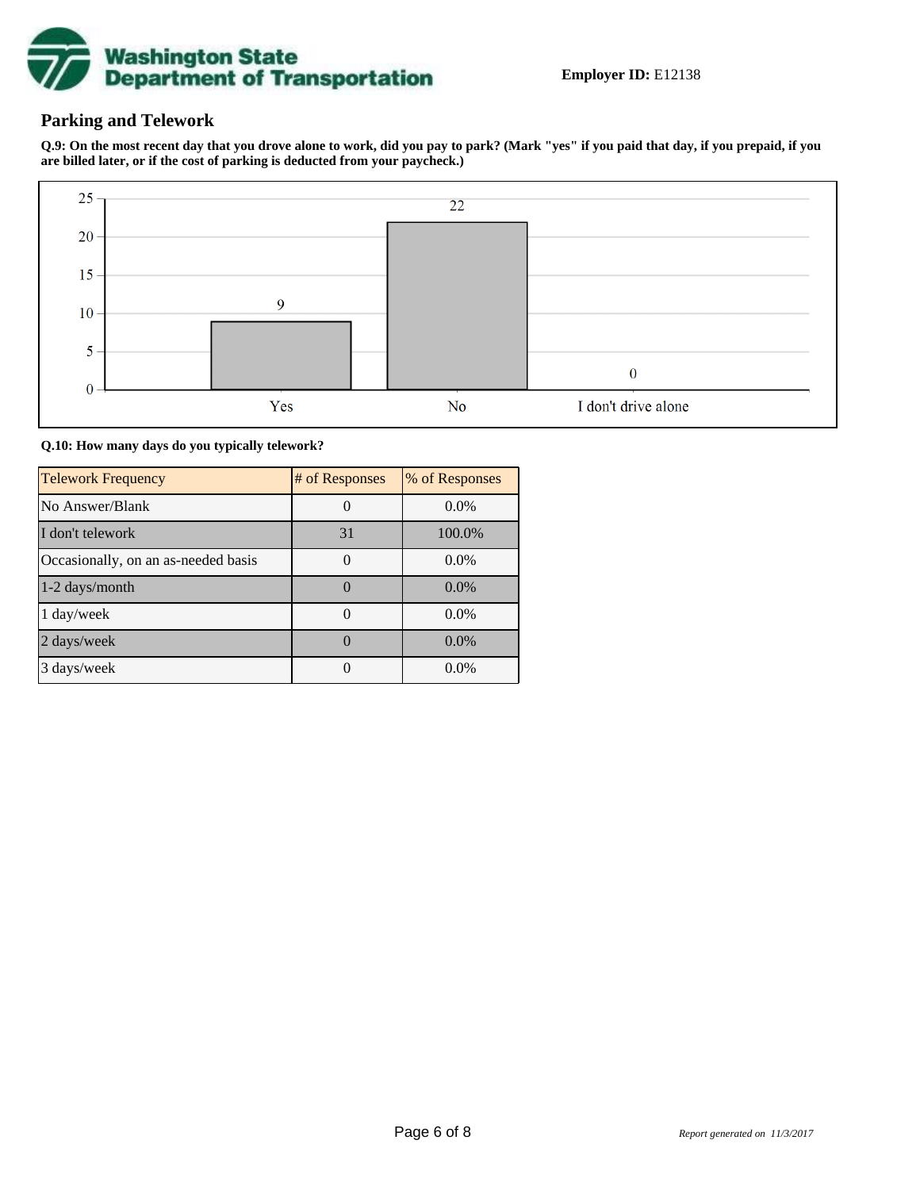**Employer ID:** E12138

## Parking and Telework

**Q.9: On the most recent day that you drove alone to work, did you pay to park? (Mark "yes" if you paid that day, if you prepaid, if you are billed later, or if the cost of parking is deducted from your paycheck.)**

| Response | Count |
| --- | --- |
| Yes | 9 |
| No | 22 |
| I don't drive alone | 0 |

**Q.10: How many days do you typically telework?**

| Telework Frequency | # of Responses | % of Responses |
| --- | --- | --- |
| No Answer/Blank | 0 | 0.0% |
| I don't telework | 31 | 100.0% |
| Occasionally, on an as-needed basis | 0 | 0.0% |
| 1-2 days/month | 0 | 0.0% |
| 1 day/week | 0 | 0.0% |
| 2 days/week | 0 | 0.0% |
| 3 days/week | 0 | 0.0% |

*Report generated on 11/3/2017*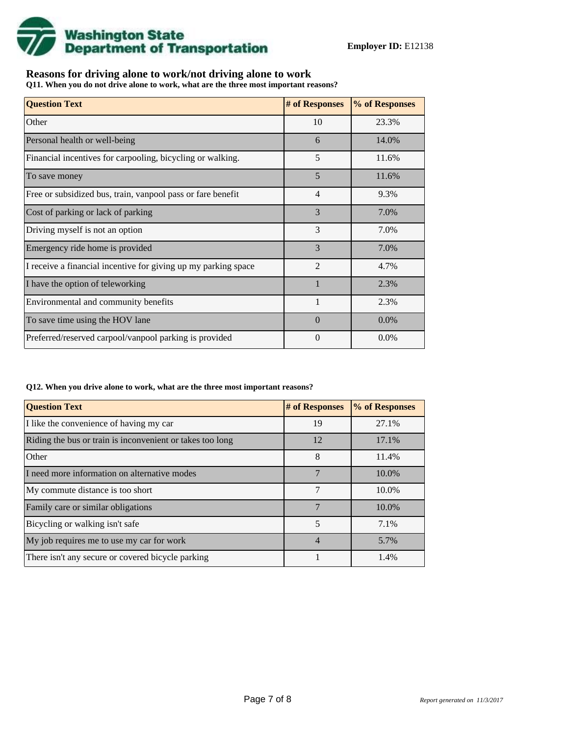**Employer ID:** E12138

## Reasons for driving alone to work/not driving alone to work

**Q11. When you do not drive alone to work, what are the three most important reasons?**

| Question Text | # of Responses | % of Responses |
| --- | --- | --- |
| Other | 10 | 23.3% |
| Personal health or well-being | 6 | 14.0% |
| Financial incentives for carpooling, bicycling or walking. | 5 | 11.6% |
| To save money | 5 | 11.6% |
| Free or subsidized bus, train, vanpool pass or fare benefit | 4 | 9.3% |
| Cost of parking or lack of parking | 3 | 7.0% |
| Driving myself is not an option | 3 | 7.0% |
| Emergency ride home is provided | 3 | 7.0% |
| I receive a financial incentive for giving up my parking space | 2 | 4.7% |
| I have the option of teleworking | 1 | 2.3% |
| Environmental and community benefits | 1 | 2.3% |
| To save time using the HOV lane | 0 | 0.0% |
| Preferred/reserved carpool/vanpool parking is provided | 0 | 0.0% |

**Q12. When you drive alone to work, what are the three most important reasons?**

| Question Text | # of Responses | % of Responses |
| --- | --- | --- |
| I like the convenience of having my car | 19 | 27.1% |
| Riding the bus or train is inconvenient or takes too long | 12 | 17.1% |
| Other | 8 | 11.4% |
| I need more information on alternative modes | 7 | 10.0% |
| My commute distance is too short | 7 | 10.0% |
| Family care or similar obligations | 7 | 10.0% |
| Bicycling or walking isn't safe | 5 | 7.1% |
| My job requires me to use my car for work | 4 | 5.7% |
| There isn't any secure or covered bicycle parking | 1 | 1.4% |

*Report generated on 11/3/2017*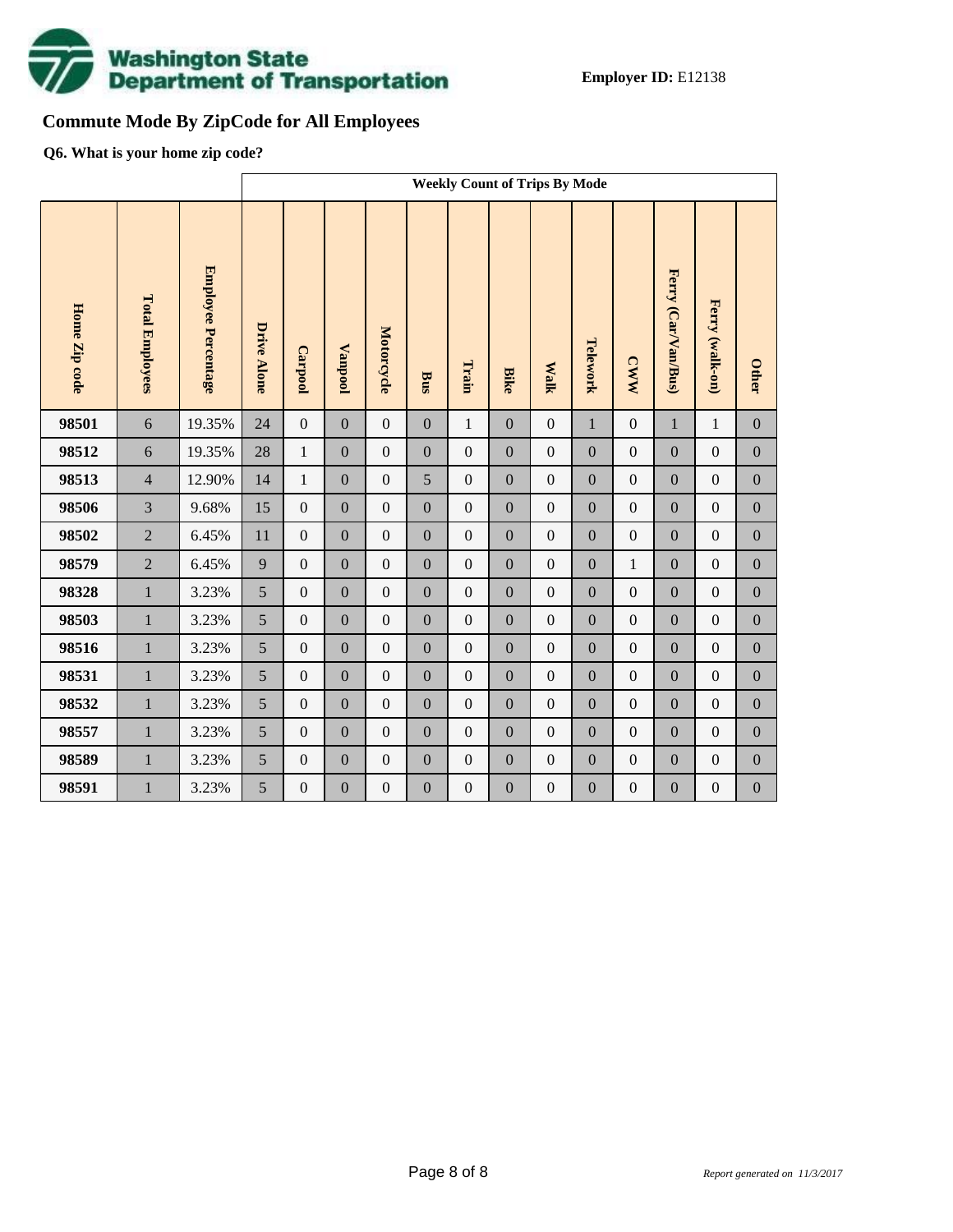**Employer ID:** E12138

## Commute Mode By ZipCode for All Employees

**Q6. What is your home zip code?**

| | | | Weekly Count of Trips By Mode | | | | | | | | | | | | |
|---|---|---|---|---|---|---|---|---|---|---|---|---|---|---|---|
| Home Zip code | Total Employees | Employee Percentage | Drive Alone | Carpool | Vanpool | Motorcycle | Bus | Train | Bike | Walk | Telework | CWW | Ferry (Car/Van/Bus) | Ferry (walk-on) | Other |
| 98501 | 6 | 19.35% | 24 | 0 | 0 | 0 | 0 | 1 | 0 | 0 | 1 | 0 | 1 | 1 | 0 |
| 98512 | 6 | 19.35% | 28 | 1 | 0 | 0 | 0 | 0 | 0 | 0 | 0 | 0 | 0 | 0 | 0 |
| 98513 | 4 | 12.90% | 14 | 1 | 0 | 0 | 5 | 0 | 0 | 0 | 0 | 0 | 0 | 0 | 0 |
| 98506 | 3 | 9.68% | 15 | 0 | 0 | 0 | 0 | 0 | 0 | 0 | 0 | 0 | 0 | 0 | 0 |
| 98502 | 2 | 6.45% | 11 | 0 | 0 | 0 | 0 | 0 | 0 | 0 | 0 | 0 | 0 | 0 | 0 |
| 98579 | 2 | 6.45% | 9 | 0 | 0 | 0 | 0 | 0 | 0 | 0 | 0 | 1 | 0 | 0 | 0 |
| 98328 | 1 | 3.23% | 5 | 0 | 0 | 0 | 0 | 0 | 0 | 0 | 0 | 0 | 0 | 0 | 0 |
| 98503 | 1 | 3.23% | 5 | 0 | 0 | 0 | 0 | 0 | 0 | 0 | 0 | 0 | 0 | 0 | 0 |
| 98516 | 1 | 3.23% | 5 | 0 | 0 | 0 | 0 | 0 | 0 | 0 | 0 | 0 | 0 | 0 | 0 |
| 98531 | 1 | 3.23% | 5 | 0 | 0 | 0 | 0 | 0 | 0 | 0 | 0 | 0 | 0 | 0 | 0 |
| 98532 | 1 | 3.23% | 5 | 0 | 0 | 0 | 0 | 0 | 0 | 0 | 0 | 0 | 0 | 0 | 0 |
| 98557 | 1 | 3.23% | 5 | 0 | 0 | 0 | 0 | 0 | 0 | 0 | 0 | 0 | 0 | 0 | 0 |
| 98589 | 1 | 3.23% | 5 | 0 | 0 | 0 | 0 | 0 | 0 | 0 | 0 | 0 | 0 | 0 | 0 |
| 98591 | 1 | 3.23% | 5 | 0 | 0 | 0 | 0 | 0 | 0 | 0 | 0 | 0 | 0 | 0 | 0 |

*Report generated on 11/3/2017*